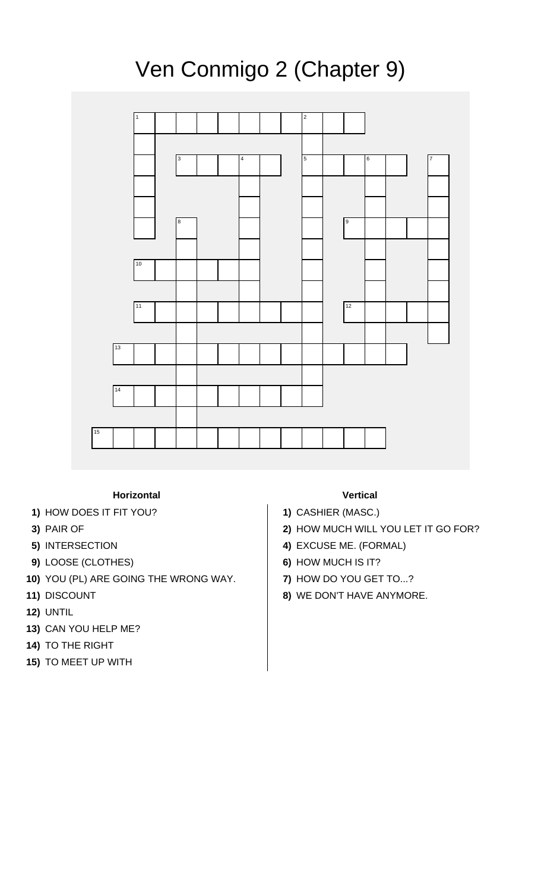# Ven Conmigo 2 (Chapter 9)

### Horizontal

**1)** HOW DOES IT FIT YOU?

**3)** PAIR OF

**5)** INTERSECTION

**9)** LOOSE (CLOTHES)

**10)** YOU (PL) ARE GOING THE WRONG WAY.

**11)** DISCOUNT

**12)** UNTIL

**13)** CAN YOU HELP ME?

**14)** TO THE RIGHT

**15)** TO MEET UP WITH

### Vertical

**1)** CASHIER (MASC.)

**2)** HOW MUCH WILL YOU LET IT GO FOR?

**4)** EXCUSE ME. (FORMAL)

**6)** HOW MUCH IS IT?

**7)** HOW DO YOU GET TO...?

**8)** WE DON'T HAVE ANYMORE.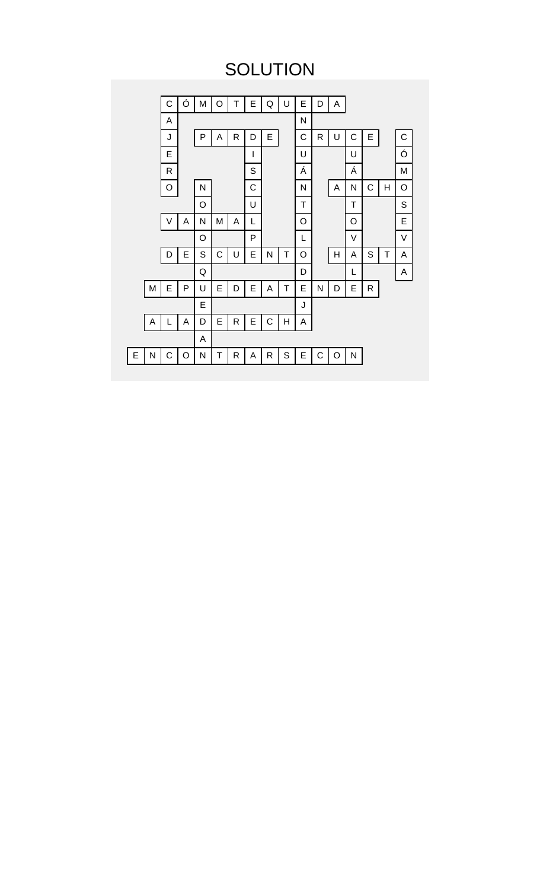# SOLUTION

| | | | | | | | | | | | | | | | | |
|---|---|---|---|---|---|---|---|---|---|---|---|---|---|---|---|---|
| | | C | Ó | M | O | T | E | Q | U | E | D | A | | | | |
| | | A | | | | | | | | N | | | | | | |
| | | J | | P | A | R | D | E | | C | R | U | C | E | | C |
| | | E | | | | | I | | | U | | | U | | | Ó |
| | | R | | | | | S | | | Á | | | Á | | | M |
| | | O | | N | | | C | | | N | | A | N | C | H | O |
| | | | | O | | | U | | | T | | | T | | | S |
| | | V | A | N | M | A | L | | | O | | | O | | | E |
| | | | | O | | | P | | | L | | | V | | | V |
| | | D | E | S | C | U | E | N | T | O | | H | A | S | T | A |
| | | | | Q | | | | | | D | | | L | | | A |
| | M | E | P | U | E | D | E | A | T | E | N | D | E | R | | |
| | | | | E | | | | | | J | | | | | | |
| | A | L | A | D | E | R | E | C | H | A | | | | | | |
| | | | | A | | | | | | | | | | | | |
| E | N | C | O | N | T | R | A | R | S | E | C | O | N | | | |